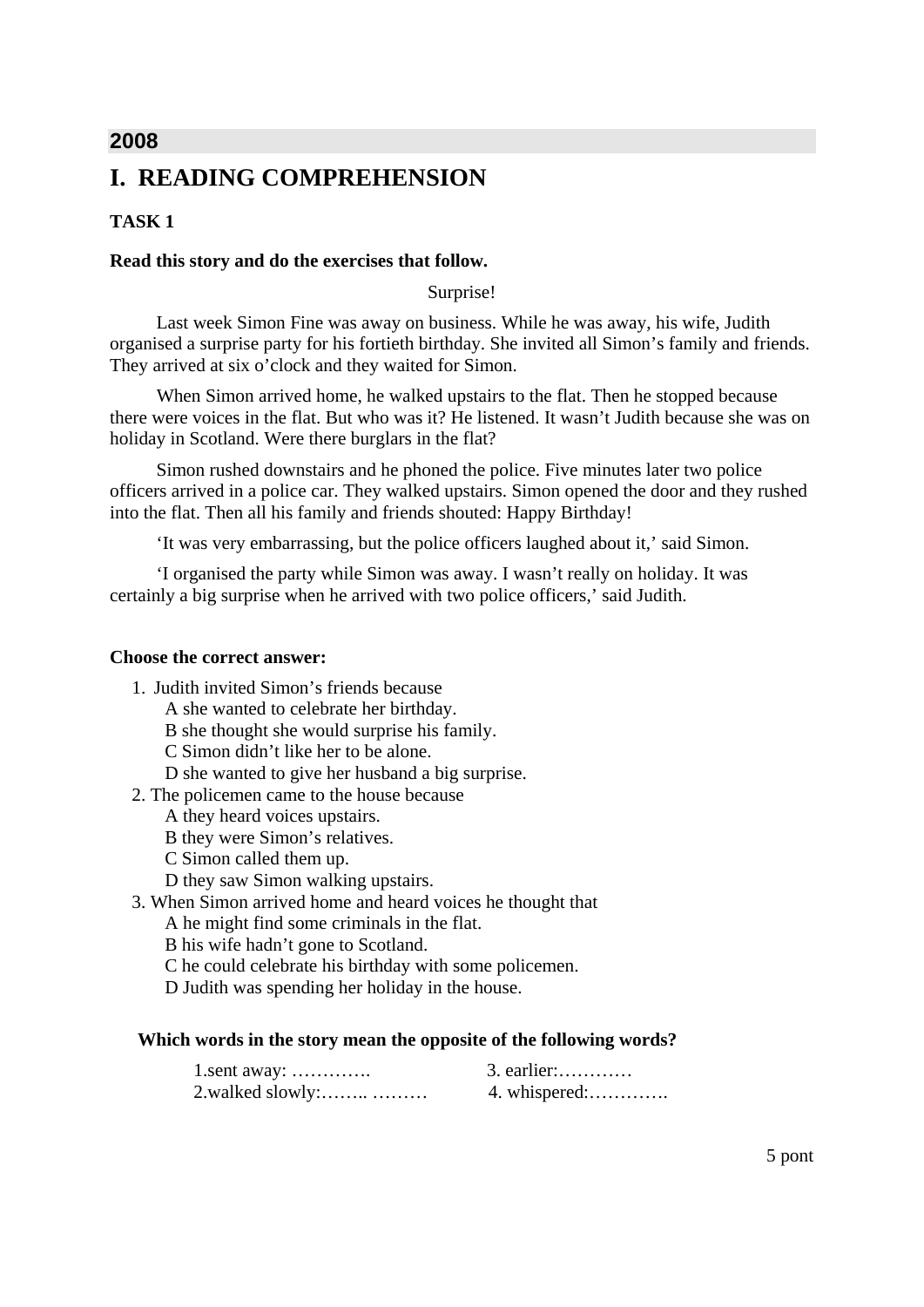**2008**

# I. READING COMPREHENSION

### TASK 1

**Read this story and do the exercises that follow.**

Surprise!

Last week Simon Fine was away on business. While he was away, his wife, Judith organised a surprise party for his fortieth birthday. She invited all Simon's family and friends. They arrived at six o'clock and they waited for Simon.

When Simon arrived home, he walked upstairs to the flat. Then he stopped because there were voices in the flat. But who was it? He listened. It wasn't Judith because she was on holiday in Scotland. Were there burglars in the flat?

Simon rushed downstairs and he phoned the police. Five minutes later two police officers arrived in a police car. They walked upstairs. Simon opened the door and they rushed into the flat. Then all his family and friends shouted: Happy Birthday!

'It was very embarrassing, but the police officers laughed about it,' said Simon.

'I organised the party while Simon was away. I wasn't really on holiday. It was certainly a big surprise when he arrived with two police officers,' said Judith.

**Choose the correct answer:**

1. Judith invited Simon's friends because
   A she wanted to celebrate her birthday.
   B she thought she would surprise his family.
   C Simon didn't like her to be alone.
   D she wanted to give her husband a big surprise.
2. The policemen came to the house because
   A they heard voices upstairs.
   B they were Simon's relatives.
   C Simon called them up.
   D they saw Simon walking upstairs.
3. When Simon arrived home and heard voices he thought that
   A he might find some criminals in the flat.
   B his wife hadn't gone to Scotland.
   C he could celebrate his birthday with some policemen.
   D Judith was spending her holiday in the house.

**Which words in the story mean the opposite of the following words?**

1.sent away: ………….  3. earlier:…………
2.walked slowly:…….. ………  4. whispered:………….

5 pont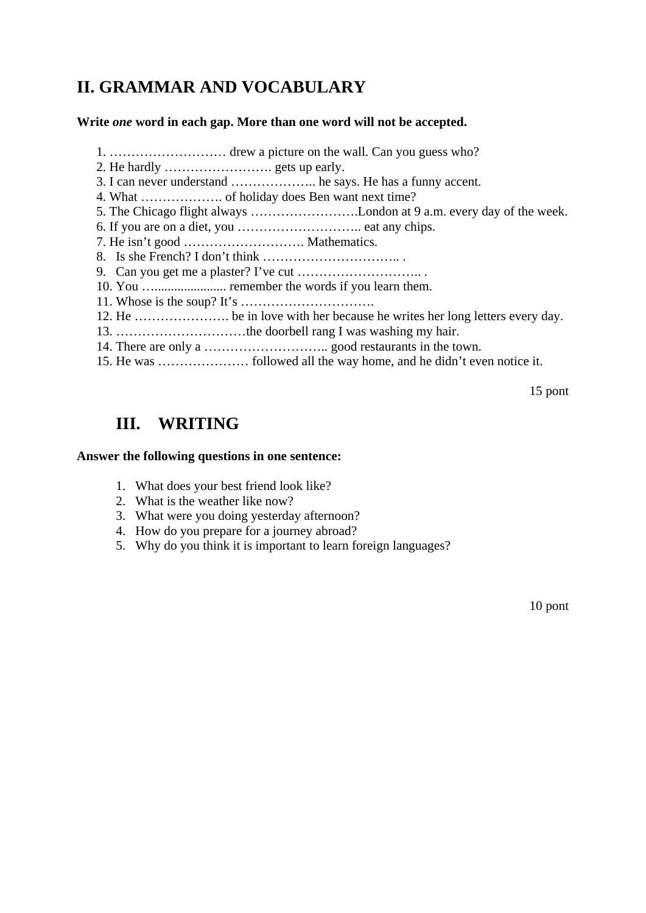## II. GRAMMAR AND VOCABULARY

**Write *one* word in each gap. More than one word will not be accepted.**

1. ……………………… drew a picture on the wall. Can you guess who?
2. He hardly ……………………. gets up early.
3. I can never understand ……………….. he says. He has a funny accent.
4. What ………………. of holiday does Ben want next time?
5. The Chicago flight always …………………….London at 9 a.m. every day of the week.
6. If you are on a diet, you ……………………….. eat any chips.
7. He isn't good ………………………. Mathematics.
8. Is she French? I don't think ………………………….. .
9. Can you get me a plaster? I've cut ……………………….. .
10. You …..................... remember the words if you learn them.
11. Whose is the soup? It's ………………………….
12. He …………………. be in love with her because he writes her long letters every day.
13. …………………………the doorbell rang I was washing my hair.
14. There are only a ……………………….. good restaurants in the town.
15. He was ………………… followed all the way home, and he didn't even notice it.

15 pont

## III. WRITING

**Answer the following questions in one sentence:**

1. What does your best friend look like?
2. What is the weather like now?
3. What were you doing yesterday afternoon?
4. How do you prepare for a journey abroad?
5. Why do you think it is important to learn foreign languages?

10 pont